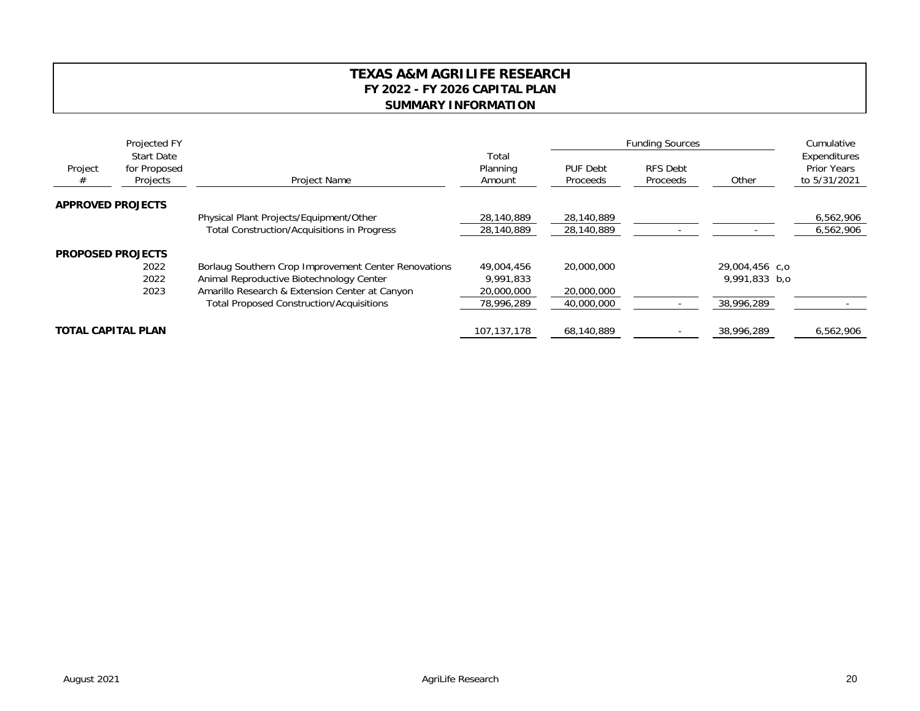# TEXAS A&M AGRILIFE RESEARCH
## FY 2022 - FY 2026 CAPITAL PLAN
## SUMMARY INFORMATION

| Project # | Projected FY Start Date for Proposed Projects | Project Name | Total Planning Amount | Funding Sources | | | Cumulative Expenditures Prior Years to 5/31/2021 |
|---|---|---|---|---|---|---|---|
| | | | | PUF Debt Proceeds | RFS Debt Proceeds | Other | |
| **APPROVED PROJECTS** | | | | | | | |
| | | Physical Plant Projects/Equipment/Other | 28,140,889 | 28,140,889 | | | 6,562,906 |
| | | Total Construction/Acquisitions in Progress | 28,140,889 | 28,140,889 | - | - | 6,562,906 |
| **PROPOSED PROJECTS** | | | | | | | |
| | 2022 | Borlaug Southern Crop Improvement Center Renovations | 49,004,456 | 20,000,000 | | 29,004,456 c,o | |
| | 2022 | Animal Reproductive Biotechnology Center | 9,991,833 | | | 9,991,833 b,o | |
| | 2023 | Amarillo Research & Extension Center at Canyon | 20,000,000 | 20,000,000 | | | |
| | | Total Proposed Construction/Acquisitions | 78,996,289 | 40,000,000 | - | 38,996,289 | - |
| **TOTAL CAPITAL PLAN** | | | 107,137,178 | 68,140,889 | - | 38,996,289 | 6,562,906 |

August 2021 AgriLife Research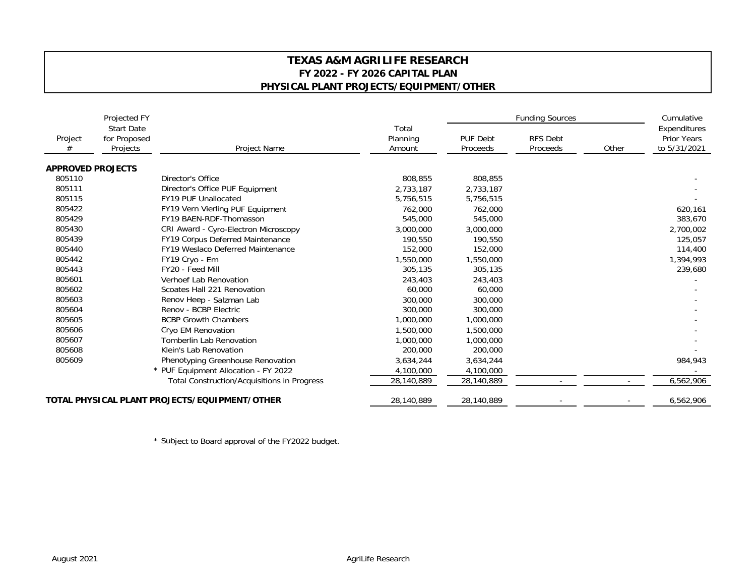# TEXAS A&M AGRILIFE RESEARCH
## FY 2022 - FY 2026 CAPITAL PLAN
## PHYSICAL PLANT PROJECTS/EQUIPMENT/OTHER

| Project # | Projected FY Start Date for Proposed Projects | Project Name | Total Planning Amount | Funding Sources: PUF Debt Proceeds | Funding Sources: RFS Debt Proceeds | Funding Sources: Other | Cumulative Expenditures Prior Years to 5/31/2021 |
|---|---|---|---|---|---|---|---|
| **APPROVED PROJECTS** | | | | | | | |
| 805110 | | Director's Office | 808,855 | 808,855 | | | - |
| 805111 | | Director's Office PUF Equipment | 2,733,187 | 2,733,187 | | | - |
| 805115 | | FY19 PUF Unallocated | 5,756,515 | 5,756,515 | | | - |
| 805422 | | FY19 Vern Vierling PUF Equipment | 762,000 | 762,000 | | | 620,161 |
| 805429 | | FY19 BAEN-RDF-Thomasson | 545,000 | 545,000 | | | 383,670 |
| 805430 | | CRI Award - Cyro-Electron Microscopy | 3,000,000 | 3,000,000 | | | 2,700,002 |
| 805439 | | FY19 Corpus Deferred Maintenance | 190,550 | 190,550 | | | 125,057 |
| 805440 | | FY19 Weslaco Deferred Maintenance | 152,000 | 152,000 | | | 114,400 |
| 805442 | | FY19 Cryo - Em | 1,550,000 | 1,550,000 | | | 1,394,993 |
| 805443 | | FY20 - Feed Mill | 305,135 | 305,135 | | | 239,680 |
| 805601 | | Verhoef Lab Renovation | 243,403 | 243,403 | | | - |
| 805602 | | Scoates Hall 221 Renovation | 60,000 | 60,000 | | | - |
| 805603 | | Renov Heep - Salzman Lab | 300,000 | 300,000 | | | - |
| 805604 | | Renov - BCBP Electric | 300,000 | 300,000 | | | - |
| 805605 | | BCBP Growth Chambers | 1,000,000 | 1,000,000 | | | - |
| 805606 | | Cryo EM Renovation | 1,500,000 | 1,500,000 | | | - |
| 805607 | | Tomberlin Lab Renovation | 1,000,000 | 1,000,000 | | | - |
| 805608 | | Klein's Lab Renovation | 200,000 | 200,000 | | | - |
| 805609 | | Phenotyping Greenhouse Renovation | 3,634,244 | 3,634,244 | | | 984,943 |
| | | * PUF Equipment Allocation - FY 2022 | 4,100,000 | 4,100,000 | | | - |
| | | Total Construction/Acquisitions in Progress | 28,140,889 | 28,140,889 | - | - | 6,562,906 |
| **TOTAL PHYSICAL PLANT PROJECTS/EQUIPMENT/OTHER** | | | 28,140,889 | 28,140,889 | - | - | 6,562,906 |

* Subject to Board approval of the FY2022 budget.